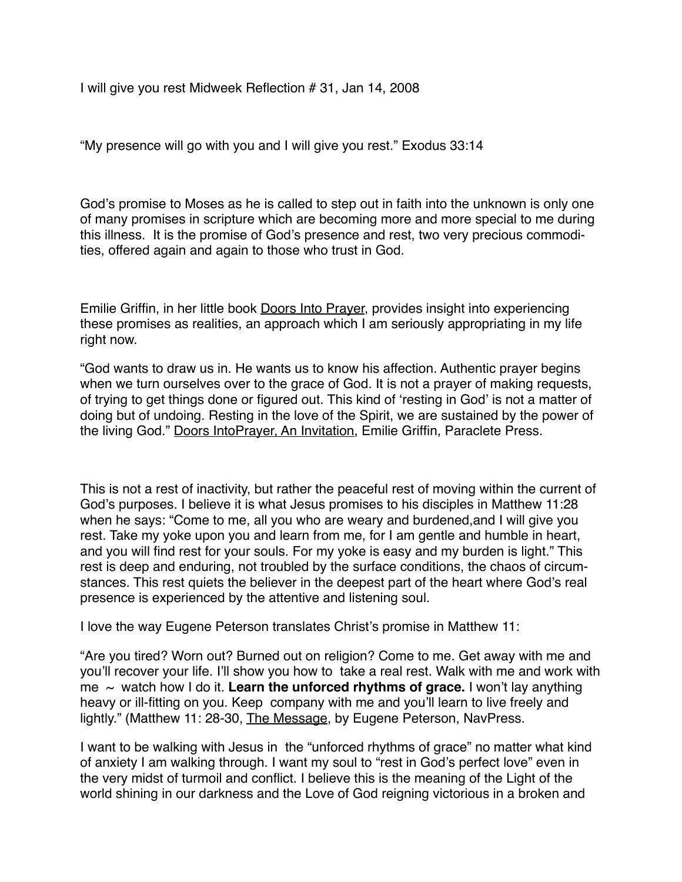I will give you rest Midweek Reflection # 31, Jan 14, 2008

"My presence will go with you and I will give you rest." Exodus 33:14

God's promise to Moses as he is called to step out in faith into the unknown is only one of many promises in scripture which are becoming more and more special to me during this illness. It is the promise of God's presence and rest, two very precious commodities, offered again and again to those who trust in God.

Emilie Griffin, in her little book Doors Into Prayer, provides insight into experiencing these promises as realities, an approach which I am seriously appropriating in my life right now.

"God wants to draw us in. He wants us to know his affection. Authentic prayer begins when we turn ourselves over to the grace of God. It is not a prayer of making requests, of trying to get things done or figured out. This kind of 'resting in God' is not a matter of doing but of undoing. Resting in the love of the Spirit, we are sustained by the power of the living God." Doors IntoPrayer, An Invitation, Emilie Griffin, Paraclete Press.

This is not a rest of inactivity, but rather the peaceful rest of moving within the current of God's purposes. I believe it is what Jesus promises to his disciples in Matthew 11:28 when he says: "Come to me, all you who are weary and burdened,and I will give you rest. Take my yoke upon you and learn from me, for I am gentle and humble in heart, and you will find rest for your souls. For my yoke is easy and my burden is light." This rest is deep and enduring, not troubled by the surface conditions, the chaos of circumstances. This rest quiets the believer in the deepest part of the heart where God's real presence is experienced by the attentive and listening soul.

I love the way Eugene Peterson translates Christ's promise in Matthew 11:

"Are you tired? Worn out? Burned out on religion? Come to me. Get away with me and you'll recover your life. I'll show you how to take a real rest. Walk with me and work with me ~ watch how I do it. **Learn the unforced rhythms of grace.** I won't lay anything heavy or ill-fitting on you. Keep company with me and you'll learn to live freely and lightly." (Matthew 11: 28-30, The Message, by Eugene Peterson, NavPress.

I want to be walking with Jesus in the "unforced rhythms of grace" no matter what kind of anxiety I am walking through. I want my soul to "rest in God's perfect love" even in the very midst of turmoil and conflict. I believe this is the meaning of the Light of the world shining in our darkness and the Love of God reigning victorious in a broken and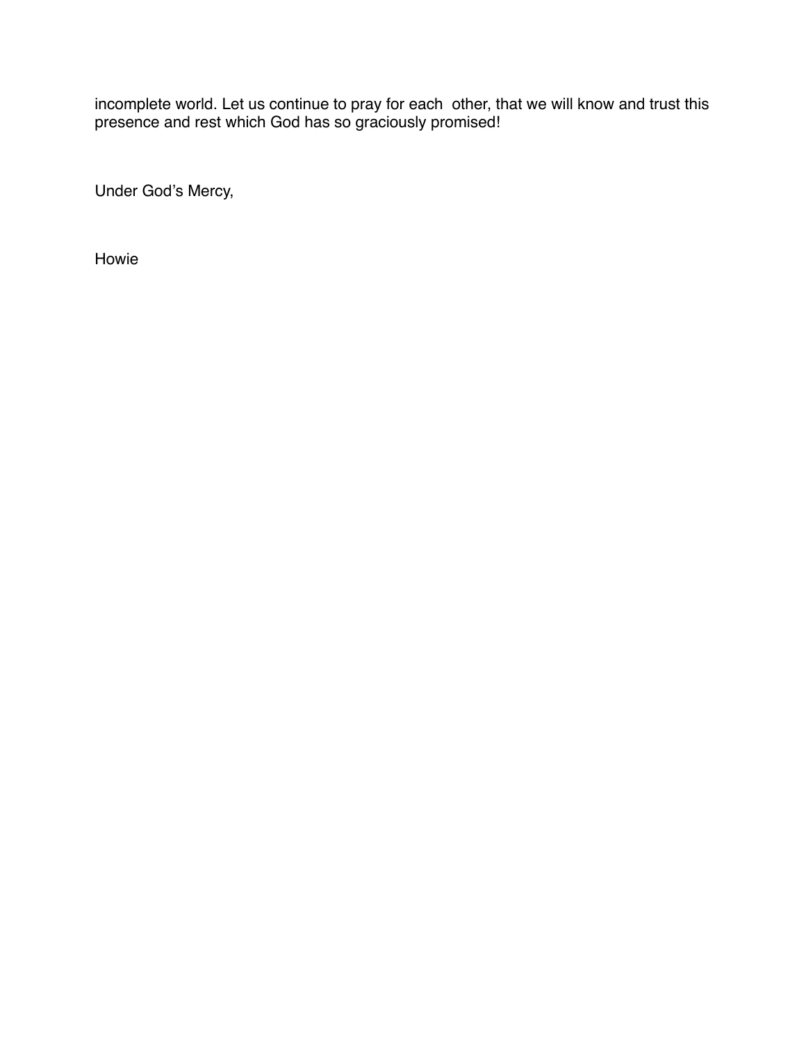incomplete world. Let us continue to pray for each other, that we will know and trust this presence and rest which God has so graciously promised!

Under God's Mercy,

Howie